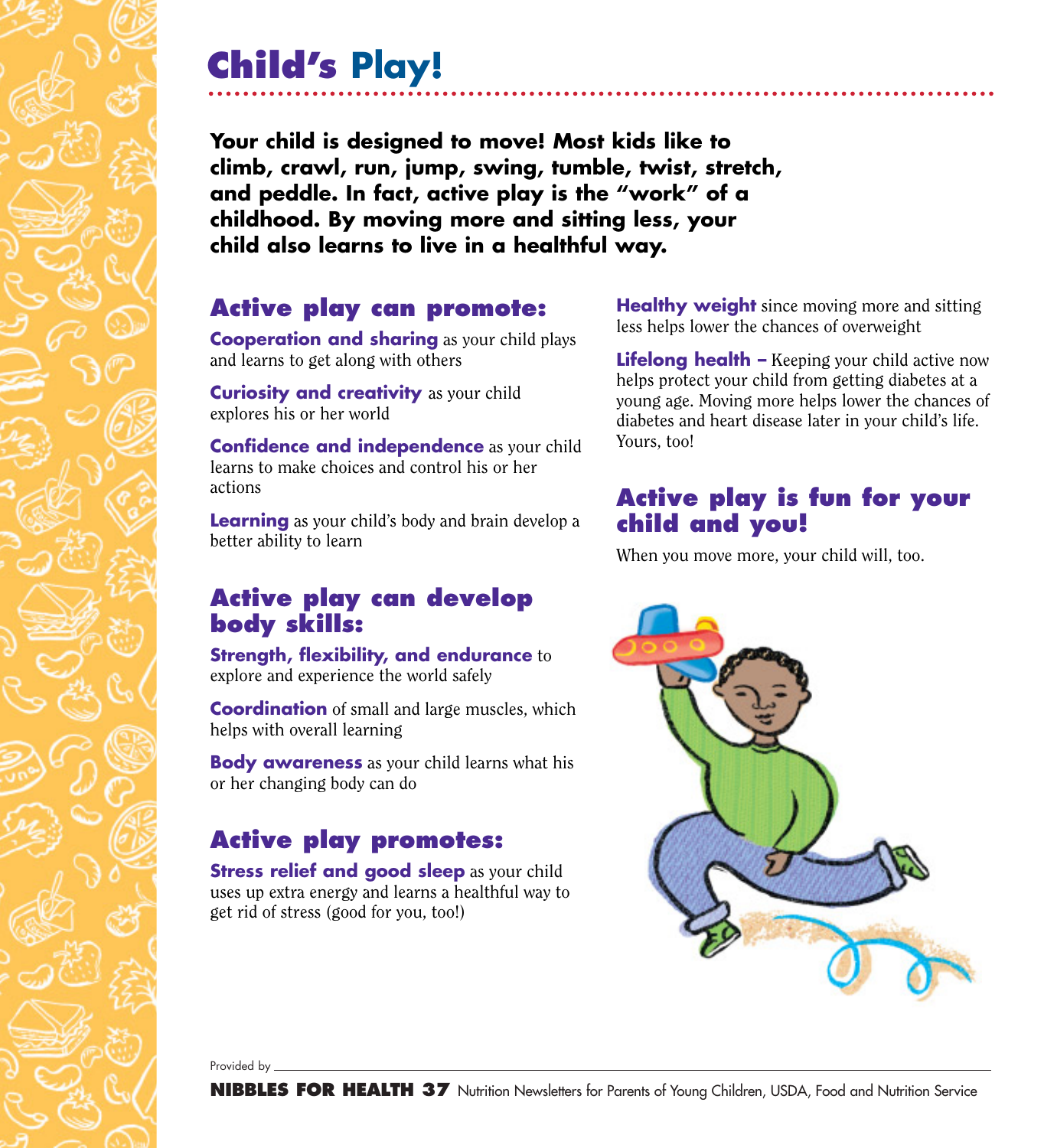# Child's Play!

**Your child is designed to move! Most kids like to climb, crawl, run, jump, swing, tumble, twist, stretch, and peddle. In fact, active play is the "work" of a childhood. By moving more and sitting less, your child also learns to live in a healthful way.**

## Active play can promote:

**Cooperation and sharing** as your child plays and learns to get along with others

**Curiosity and creativity** as your child explores his or her world

**Confidence and independence** as your child learns to make choices and control his or her actions

**Learning** as your child's body and brain develop a better ability to learn

## Active play can develop body skills:

**Strength, flexibility, and endurance** to explore and experience the world safely

**Coordination** of small and large muscles, which helps with overall learning

**Body awareness** as your child learns what his or her changing body can do

## Active play promotes:

**Stress relief and good sleep** as your child uses up extra energy and learns a healthful way to get rid of stress (good for you, too!)

**Healthy weight** since moving more and sitting less helps lower the chances of overweight

**Lifelong health –** Keeping your child active now helps protect your child from getting diabetes at a young age. Moving more helps lower the chances of diabetes and heart disease later in your child's life. Yours, too!

## Active play is fun for your child and you!

When you move more, your child will, too.

Provided by

**NIBBLES FOR HEALTH 37** Nutrition Newsletters for Parents of Young Children, USDA, Food and Nutrition Service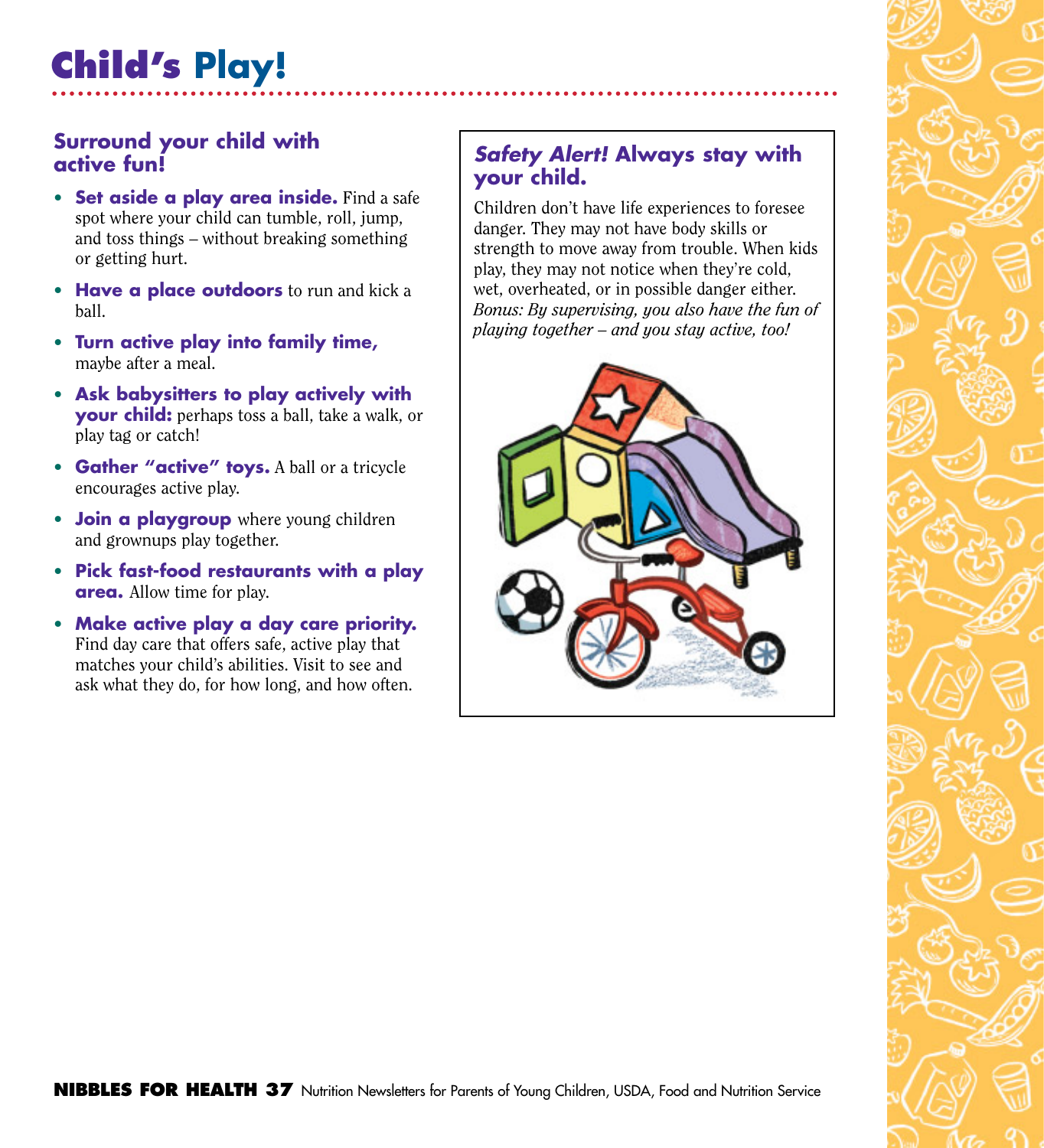# Child's Play!

## Surround your child with active fun!

- **Set aside a play area inside.** Find a safe spot where your child can tumble, roll, jump, and toss things – without breaking something or getting hurt.
- **Have a place outdoors** to run and kick a ball.
- **Turn active play into family time,** maybe after a meal.
- **Ask babysitters to play actively with your child:** perhaps toss a ball, take a walk, or play tag or catch!
- **Gather "active" toys.** A ball or a tricycle encourages active play.
- **Join a playgroup** where young children and grownups play together.
- **Pick fast-food restaurants with a play area.** Allow time for play.
- **Make active play a day care priority.** Find day care that offers safe, active play that matches your child's abilities. Visit to see and ask what they do, for how long, and how often.

### *Safety Alert!* Always stay with your child.

Children don't have life experiences to foresee danger. They may not have body skills or strength to move away from trouble. When kids play, they may not notice when they're cold, wet, overheated, or in possible danger either. *Bonus: By supervising, you also have the fun of playing together – and you stay active, too!*

**NIBBLES FOR HEALTH 37** Nutrition Newsletters for Parents of Young Children, USDA, Food and Nutrition Service